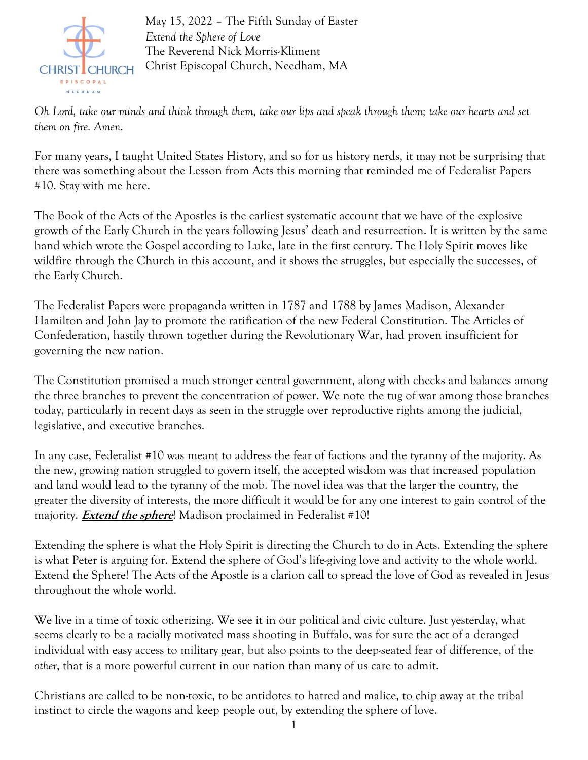May 15, 2022 – The Fifth Sunday of Easter
*Extend the Sphere of Love*
The Reverend Nick Morris-Kliment
Christ Episcopal Church, Needham, MA

*Oh Lord, take our minds and think through them, take our lips and speak through them; take our hearts and set them on fire. Amen.*

For many years, I taught United States History, and so for us history nerds, it may not be surprising that there was something about the Lesson from Acts this morning that reminded me of Federalist Papers #10. Stay with me here.

The Book of the Acts of the Apostles is the earliest systematic account that we have of the explosive growth of the Early Church in the years following Jesus' death and resurrection. It is written by the same hand which wrote the Gospel according to Luke, late in the first century. The Holy Spirit moves like wildfire through the Church in this account, and it shows the struggles, but especially the successes, of the Early Church.

The Federalist Papers were propaganda written in 1787 and 1788 by James Madison, Alexander Hamilton and John Jay to promote the ratification of the new Federal Constitution. The Articles of Confederation, hastily thrown together during the Revolutionary War, had proven insufficient for governing the new nation.

The Constitution promised a much stronger central government, along with checks and balances among the three branches to prevent the concentration of power. We note the tug of war among those branches today, particularly in recent days as seen in the struggle over reproductive rights among the judicial, legislative, and executive branches.

In any case, Federalist #10 was meant to address the fear of factions and the tyranny of the majority. As the new, growing nation struggled to govern itself, the accepted wisdom was that increased population and land would lead to the tyranny of the mob. The novel idea was that the larger the country, the greater the diversity of interests, the more difficult it would be for any one interest to gain control of the majority. ***Extend the sphere***! Madison proclaimed in Federalist #10!

Extending the sphere is what the Holy Spirit is directing the Church to do in Acts. Extending the sphere is what Peter is arguing for. Extend the sphere of God's life-giving love and activity to the whole world. Extend the Sphere! The Acts of the Apostle is a clarion call to spread the love of God as revealed in Jesus throughout the whole world.

We live in a time of toxic otherizing. We see it in our political and civic culture. Just yesterday, what seems clearly to be a racially motivated mass shooting in Buffalo, was for sure the act of a deranged individual with easy access to military gear, but also points to the deep-seated fear of difference, of the *other*, that is a more powerful current in our nation than many of us care to admit.

Christians are called to be non-toxic, to be antidotes to hatred and malice, to chip away at the tribal instinct to circle the wagons and keep people out, by extending the sphere of love.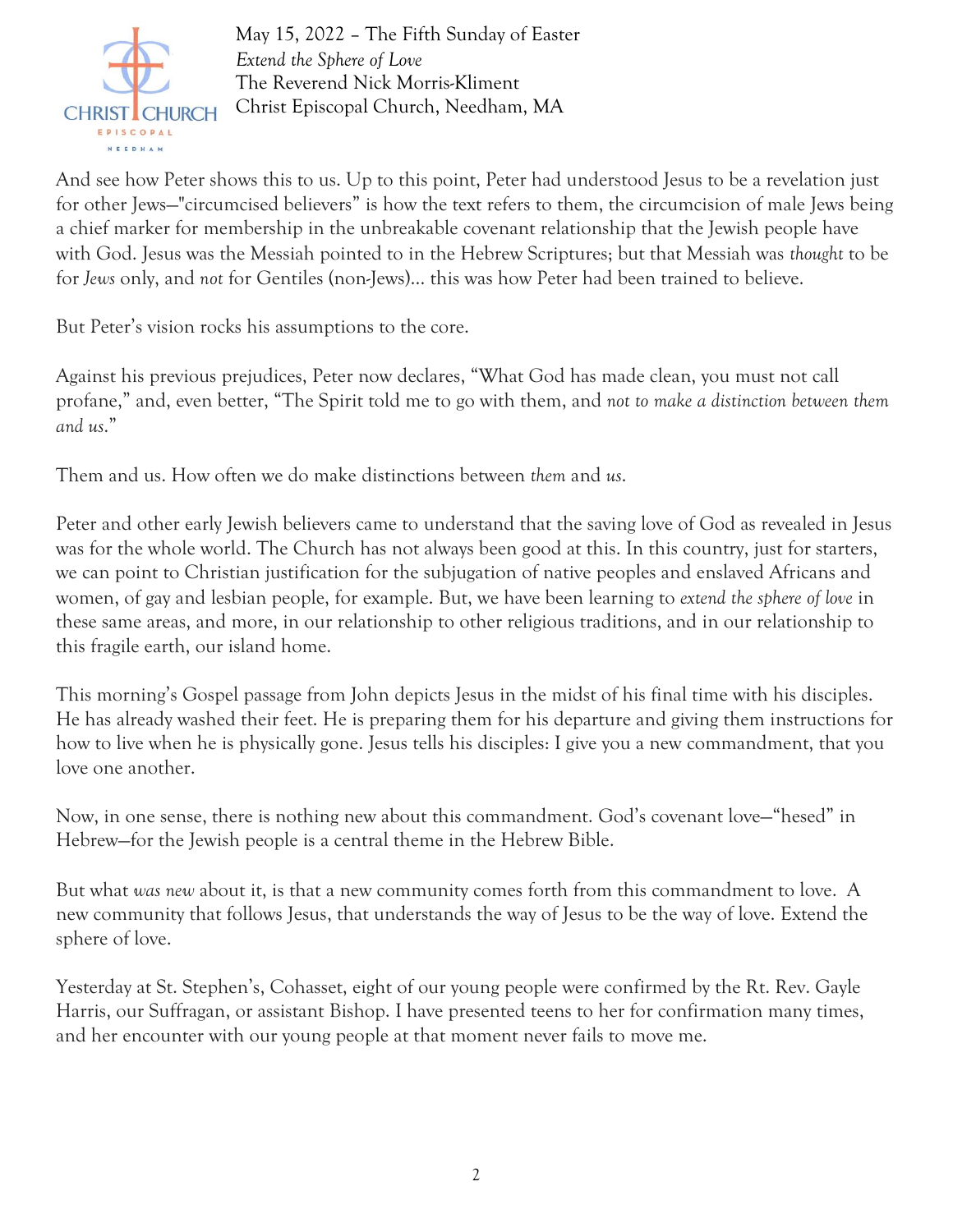And see how Peter shows this to us. Up to this point, Peter had understood Jesus to be a revelation just for other Jews—"circumcised believers" is how the text refers to them, the circumcision of male Jews being a chief marker for membership in the unbreakable covenant relationship that the Jewish people have with God. Jesus was the Messiah pointed to in the Hebrew Scriptures; but that Messiah was *thought* to be for *Jews* only, and *not* for Gentiles (non-Jews)… this was how Peter had been trained to believe.

But Peter's vision rocks his assumptions to the core.

Against his previous prejudices, Peter now declares, "What God has made clean, you must not call profane," and, even better, "The Spirit told me to go with them, and *not to make a distinction between them and us*."

Them and us. How often we do make distinctions between *them* and *us*.

Peter and other early Jewish believers came to understand that the saving love of God as revealed in Jesus was for the whole world. The Church has not always been good at this. In this country, just for starters, we can point to Christian justification for the subjugation of native peoples and enslaved Africans and women, of gay and lesbian people, for example. But, we have been learning to *extend the sphere of love* in these same areas, and more, in our relationship to other religious traditions, and in our relationship to this fragile earth, our island home.

This morning's Gospel passage from John depicts Jesus in the midst of his final time with his disciples. He has already washed their feet. He is preparing them for his departure and giving them instructions for how to live when he is physically gone. Jesus tells his disciples: I give you a new commandment, that you love one another.

Now, in one sense, there is nothing new about this commandment. God's covenant love—"hesed" in Hebrew—for the Jewish people is a central theme in the Hebrew Bible.

But what *was new* about it, is that a new community comes forth from this commandment to love. A new community that follows Jesus, that understands the way of Jesus to be the way of love. Extend the sphere of love.

Yesterday at St. Stephen's, Cohasset, eight of our young people were confirmed by the Rt. Rev. Gayle Harris, our Suffragan, or assistant Bishop. I have presented teens to her for confirmation many times, and her encounter with our young people at that moment never fails to move me.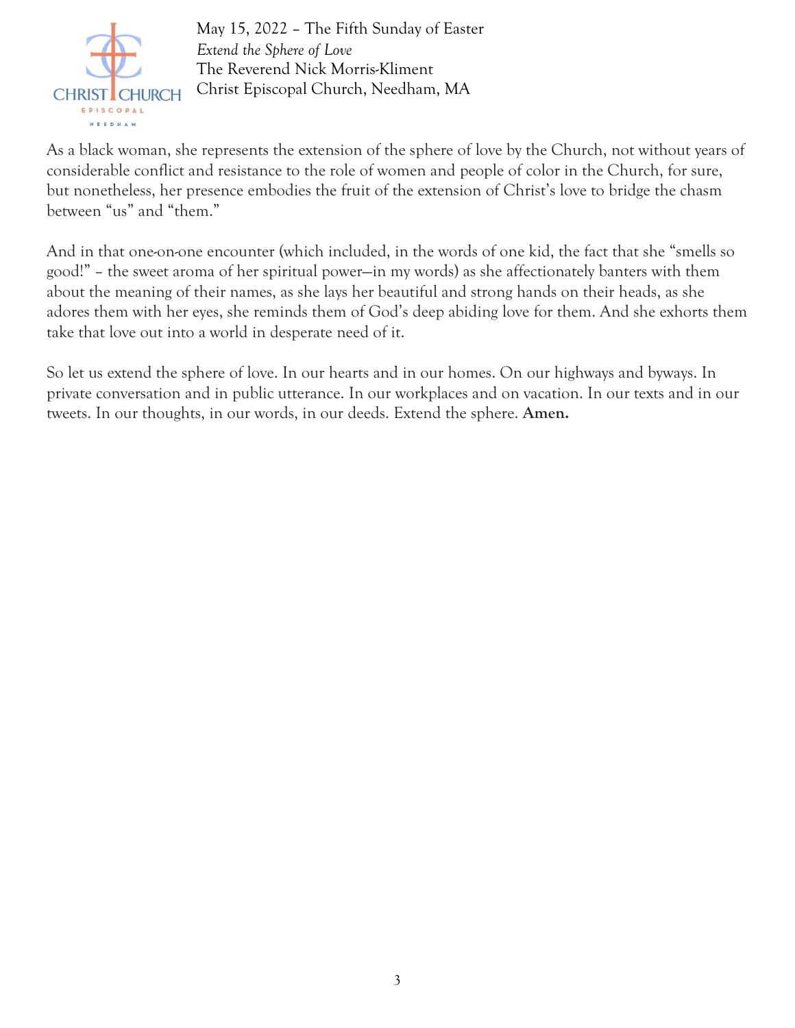As a black woman, she represents the extension of the sphere of love by the Church, not without years of considerable conflict and resistance to the role of women and people of color in the Church, for sure, but nonetheless, her presence embodies the fruit of the extension of Christ's love to bridge the chasm between "us" and "them."

And in that one-on-one encounter (which included, in the words of one kid, the fact that she "smells so good!" – the sweet aroma of her spiritual power—in my words) as she affectionately banters with them about the meaning of their names, as she lays her beautiful and strong hands on their heads, as she adores them with her eyes, she reminds them of God's deep abiding love for them. And she exhorts them take that love out into a world in desperate need of it.

So let us extend the sphere of love. In our hearts and in our homes. On our highways and byways. In private conversation and in public utterance. In our workplaces and on vacation. In our texts and in our tweets. In our thoughts, in our words, in our deeds. Extend the sphere. **Amen.**